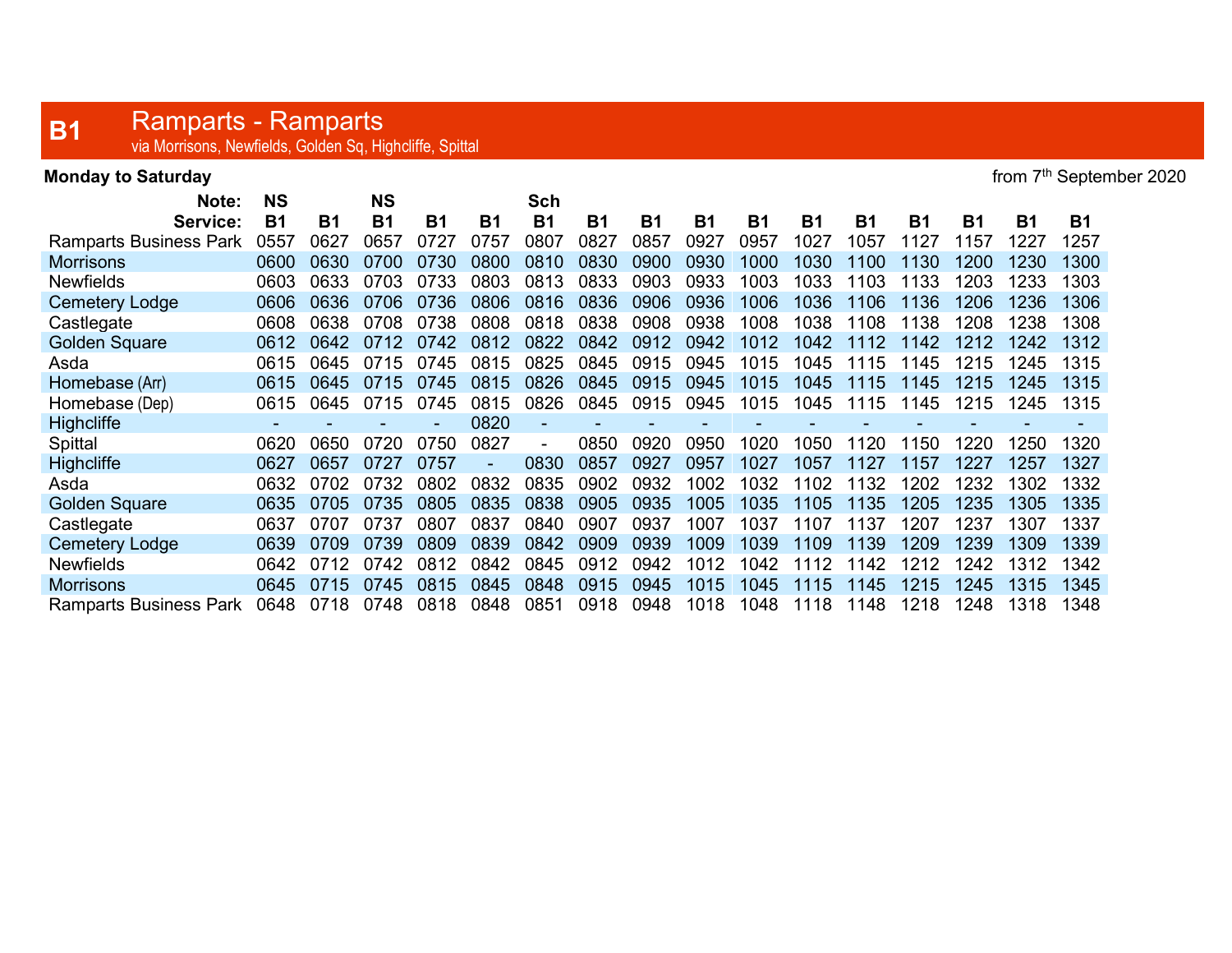# B1 Ramparts - Ramparts

via Morrisons, Newfields, Golden Sq, Highcliffe, Spittal

**Monday to Saturday** from 7th September 2020

| Note: | NS | | NS | | | Sch | | | | | | | | | | |
|---|---|---|---|---|---|---|---|---|---|---|---|---|---|---|---|---|
| **Service:** | **B1** | **B1** | **B1** | **B1** | **B1** | **B1** | **B1** | **B1** | **B1** | **B1** | **B1** | **B1** | **B1** | **B1** | **B1** | **B1** |
| Ramparts Business Park | 0557 | 0627 | 0657 | 0727 | 0757 | 0807 | 0827 | 0857 | 0927 | 0957 | 1027 | 1057 | 1127 | 1157 | 1227 | 1257 |
| Morrisons | 0600 | 0630 | 0700 | 0730 | 0800 | 0810 | 0830 | 0900 | 0930 | 1000 | 1030 | 1100 | 1130 | 1200 | 1230 | 1300 |
| Newfields | 0603 | 0633 | 0703 | 0733 | 0803 | 0813 | 0833 | 0903 | 0933 | 1003 | 1033 | 1103 | 1133 | 1203 | 1233 | 1303 |
| Cemetery Lodge | 0606 | 0636 | 0706 | 0736 | 0806 | 0816 | 0836 | 0906 | 0936 | 1006 | 1036 | 1106 | 1136 | 1206 | 1236 | 1306 |
| Castlegate | 0608 | 0638 | 0708 | 0738 | 0808 | 0818 | 0838 | 0908 | 0938 | 1008 | 1038 | 1108 | 1138 | 1208 | 1238 | 1308 |
| Golden Square | 0612 | 0642 | 0712 | 0742 | 0812 | 0822 | 0842 | 0912 | 0942 | 1012 | 1042 | 1112 | 1142 | 1212 | 1242 | 1312 |
| Asda | 0615 | 0645 | 0715 | 0745 | 0815 | 0825 | 0845 | 0915 | 0945 | 1015 | 1045 | 1115 | 1145 | 1215 | 1245 | 1315 |
| Homebase (Arr) | 0615 | 0645 | 0715 | 0745 | 0815 | 0826 | 0845 | 0915 | 0945 | 1015 | 1045 | 1115 | 1145 | 1215 | 1245 | 1315 |
| Homebase (Dep) | 0615 | 0645 | 0715 | 0745 | 0815 | 0826 | 0845 | 0915 | 0945 | 1015 | 1045 | 1115 | 1145 | 1215 | 1245 | 1315 |
| Highcliffe | - | - | - | - | 0820 | - | - | - | - | - | - | - | - | - | - | - |
| Spittal | 0620 | 0650 | 0720 | 0750 | 0827 | - | 0850 | 0920 | 0950 | 1020 | 1050 | 1120 | 1150 | 1220 | 1250 | 1320 |
| Highcliffe | 0627 | 0657 | 0727 | 0757 | - | 0830 | 0857 | 0927 | 0957 | 1027 | 1057 | 1127 | 1157 | 1227 | 1257 | 1327 |
| Asda | 0632 | 0702 | 0732 | 0802 | 0832 | 0835 | 0902 | 0932 | 1002 | 1032 | 1102 | 1132 | 1202 | 1232 | 1302 | 1332 |
| Golden Square | 0635 | 0705 | 0735 | 0805 | 0835 | 0838 | 0905 | 0935 | 1005 | 1035 | 1105 | 1135 | 1205 | 1235 | 1305 | 1335 |
| Castlegate | 0637 | 0707 | 0737 | 0807 | 0837 | 0840 | 0907 | 0937 | 1007 | 1037 | 1107 | 1137 | 1207 | 1237 | 1307 | 1337 |
| Cemetery Lodge | 0639 | 0709 | 0739 | 0809 | 0839 | 0842 | 0909 | 0939 | 1009 | 1039 | 1109 | 1139 | 1209 | 1239 | 1309 | 1339 |
| Newfields | 0642 | 0712 | 0742 | 0812 | 0842 | 0845 | 0912 | 0942 | 1012 | 1042 | 1112 | 1142 | 1212 | 1242 | 1312 | 1342 |
| Morrisons | 0645 | 0715 | 0745 | 0815 | 0845 | 0848 | 0915 | 0945 | 1015 | 1045 | 1115 | 1145 | 1215 | 1245 | 1315 | 1345 |
| Ramparts Business Park | 0648 | 0718 | 0748 | 0818 | 0848 | 0851 | 0918 | 0948 | 1018 | 1048 | 1118 | 1148 | 1218 | 1248 | 1318 | 1348 |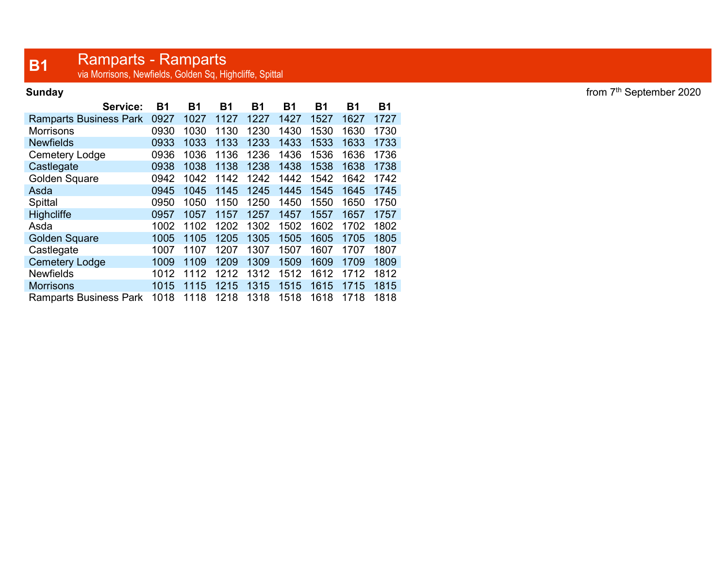# B1 Ramparts - Ramparts

via Morrisons, Newfields, Golden Sq, Highcliffe, Spittal

**Sunday**

from 7th September 2020

| Service: | B1 | B1 | B1 | B1 | B1 | B1 | B1 | B1 |
|---|---|---|---|---|---|---|---|---|
| Ramparts Business Park | 0927 | 1027 | 1127 | 1227 | 1427 | 1527 | 1627 | 1727 |
| Morrisons | 0930 | 1030 | 1130 | 1230 | 1430 | 1530 | 1630 | 1730 |
| Newfields | 0933 | 1033 | 1133 | 1233 | 1433 | 1533 | 1633 | 1733 |
| Cemetery Lodge | 0936 | 1036 | 1136 | 1236 | 1436 | 1536 | 1636 | 1736 |
| Castlegate | 0938 | 1038 | 1138 | 1238 | 1438 | 1538 | 1638 | 1738 |
| Golden Square | 0942 | 1042 | 1142 | 1242 | 1442 | 1542 | 1642 | 1742 |
| Asda | 0945 | 1045 | 1145 | 1245 | 1445 | 1545 | 1645 | 1745 |
| Spittal | 0950 | 1050 | 1150 | 1250 | 1450 | 1550 | 1650 | 1750 |
| Highcliffe | 0957 | 1057 | 1157 | 1257 | 1457 | 1557 | 1657 | 1757 |
| Asda | 1002 | 1102 | 1202 | 1302 | 1502 | 1602 | 1702 | 1802 |
| Golden Square | 1005 | 1105 | 1205 | 1305 | 1505 | 1605 | 1705 | 1805 |
| Castlegate | 1007 | 1107 | 1207 | 1307 | 1507 | 1607 | 1707 | 1807 |
| Cemetery Lodge | 1009 | 1109 | 1209 | 1309 | 1509 | 1609 | 1709 | 1809 |
| Newfields | 1012 | 1112 | 1212 | 1312 | 1512 | 1612 | 1712 | 1812 |
| Morrisons | 1015 | 1115 | 1215 | 1315 | 1515 | 1615 | 1715 | 1815 |
| Ramparts Business Park | 1018 | 1118 | 1218 | 1318 | 1518 | 1618 | 1718 | 1818 |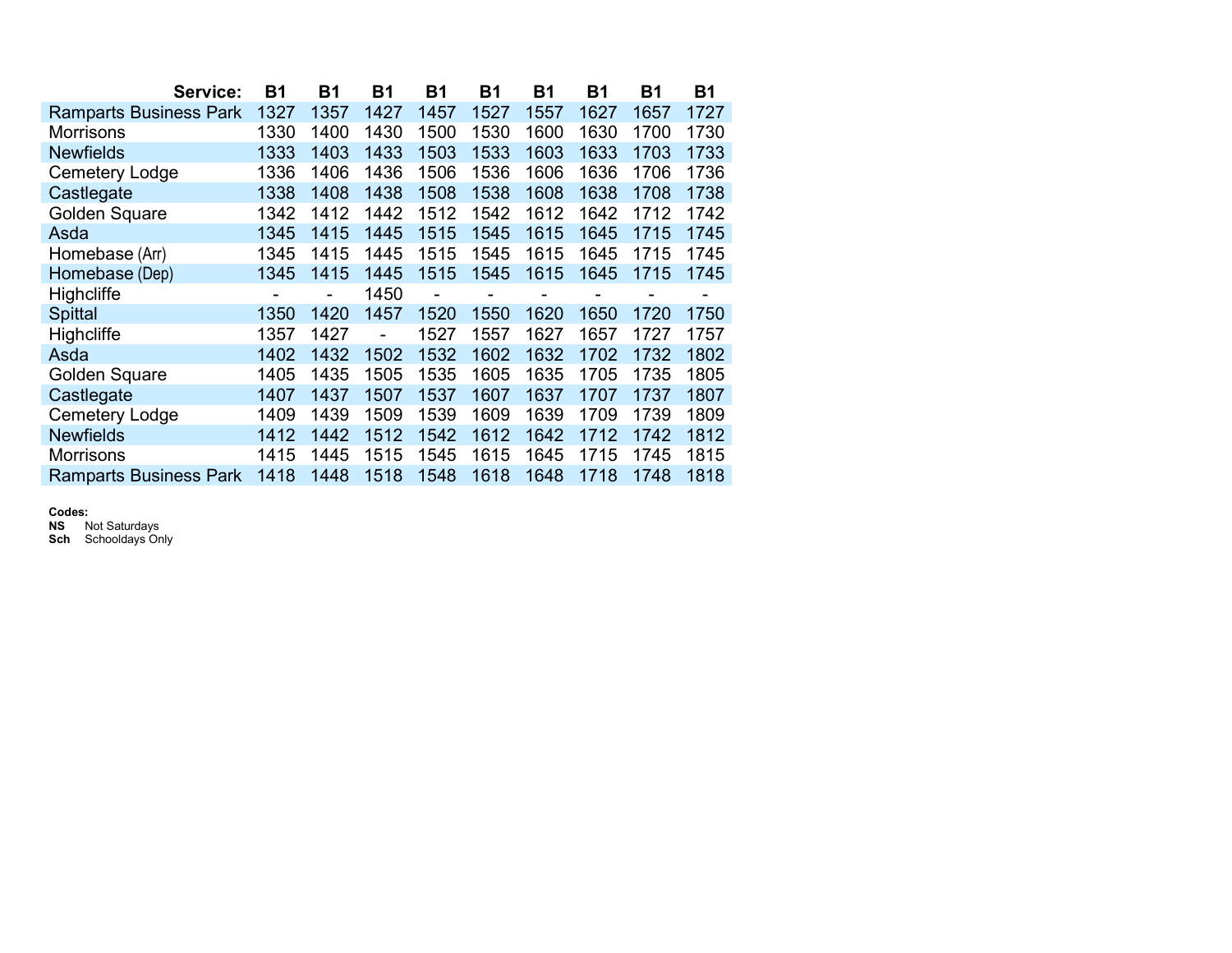| Service: | B1 | B1 | B1 | B1 | B1 | B1 | B1 | B1 | B1 |
|---|---|---|---|---|---|---|---|---|---|
| Ramparts Business Park | 1327 | 1357 | 1427 | 1457 | 1527 | 1557 | 1627 | 1657 | 1727 |
| Morrisons | 1330 | 1400 | 1430 | 1500 | 1530 | 1600 | 1630 | 1700 | 1730 |
| Newfields | 1333 | 1403 | 1433 | 1503 | 1533 | 1603 | 1633 | 1703 | 1733 |
| Cemetery Lodge | 1336 | 1406 | 1436 | 1506 | 1536 | 1606 | 1636 | 1706 | 1736 |
| Castlegate | 1338 | 1408 | 1438 | 1508 | 1538 | 1608 | 1638 | 1708 | 1738 |
| Golden Square | 1342 | 1412 | 1442 | 1512 | 1542 | 1612 | 1642 | 1712 | 1742 |
| Asda | 1345 | 1415 | 1445 | 1515 | 1545 | 1615 | 1645 | 1715 | 1745 |
| Homebase (Arr) | 1345 | 1415 | 1445 | 1515 | 1545 | 1615 | 1645 | 1715 | 1745 |
| Homebase (Dep) | 1345 | 1415 | 1445 | 1515 | 1545 | 1615 | 1645 | 1715 | 1745 |
| Highcliffe | - | - | 1450 | - | - | - | - | - | - |
| Spittal | 1350 | 1420 | 1457 | 1520 | 1550 | 1620 | 1650 | 1720 | 1750 |
| Highcliffe | 1357 | 1427 | - | 1527 | 1557 | 1627 | 1657 | 1727 | 1757 |
| Asda | 1402 | 1432 | 1502 | 1532 | 1602 | 1632 | 1702 | 1732 | 1802 |
| Golden Square | 1405 | 1435 | 1505 | 1535 | 1605 | 1635 | 1705 | 1735 | 1805 |
| Castlegate | 1407 | 1437 | 1507 | 1537 | 1607 | 1637 | 1707 | 1737 | 1807 |
| Cemetery Lodge | 1409 | 1439 | 1509 | 1539 | 1609 | 1639 | 1709 | 1739 | 1809 |
| Newfields | 1412 | 1442 | 1512 | 1542 | 1612 | 1642 | 1712 | 1742 | 1812 |
| Morrisons | 1415 | 1445 | 1515 | 1545 | 1615 | 1645 | 1715 | 1745 | 1815 |
| Ramparts Business Park | 1418 | 1448 | 1518 | 1548 | 1618 | 1648 | 1718 | 1748 | 1818 |

**Codes:**

**NS** Not Saturdays

**Sch** Schooldays Only